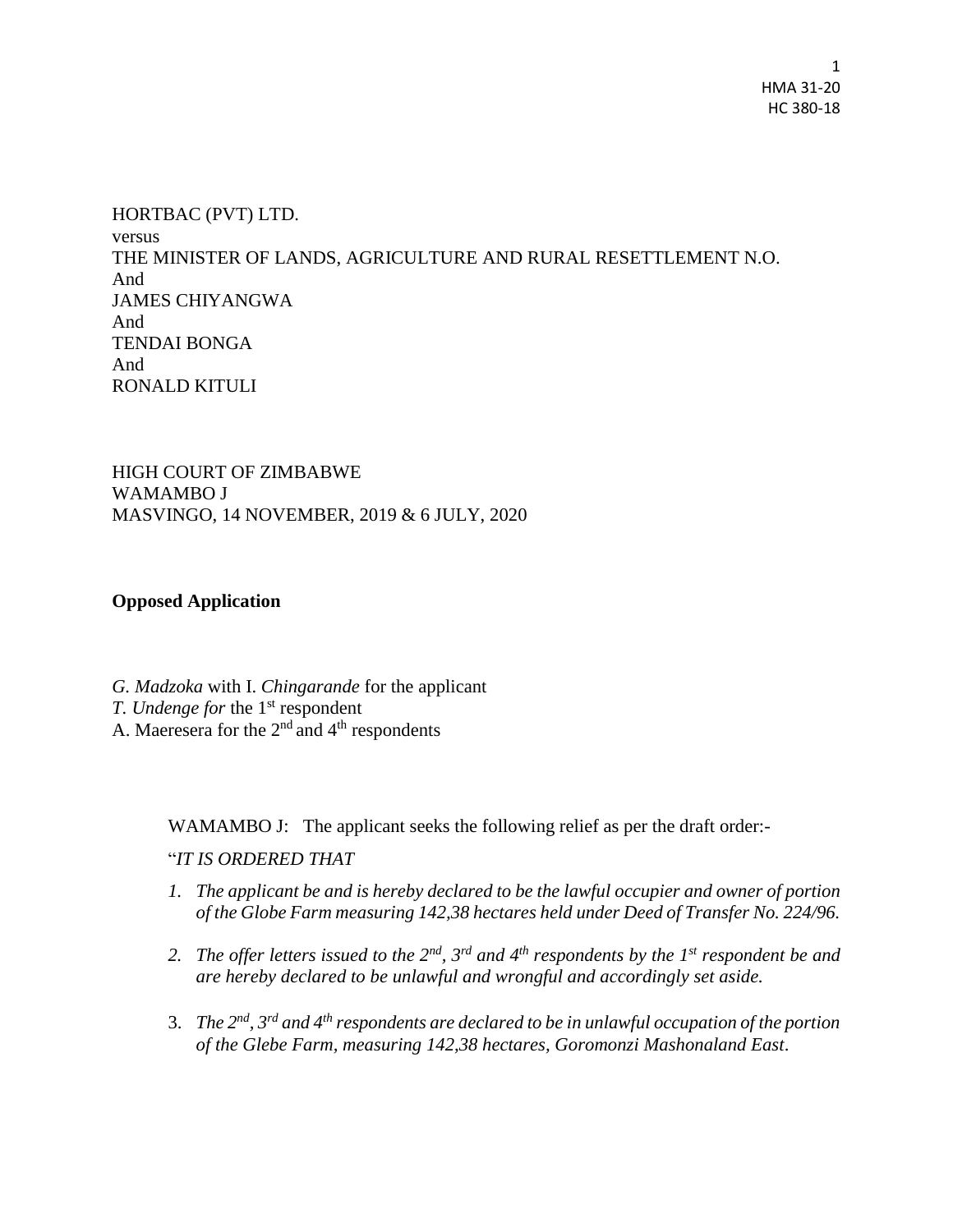HORTBAC (PVT) LTD.
versus
THE MINISTER OF LANDS, AGRICULTURE AND RURAL RESETTLEMENT N.O.
And
JAMES CHIYANGWA
And
TENDAI BONGA
And
RONALD KITULI

HIGH COURT OF ZIMBABWE
WAMAMBO J
MASVINGO, 14 NOVEMBER, 2019 & 6 JULY, 2020

**Opposed Application**

*G. Madzoka* with I. *Chingarande* for the applicant
*T. Undenge for* the 1st respondent
A. Maeresera for the 2nd and 4th respondents

WAMAMBO J: The applicant seeks the following relief as per the draft order:-

"*IT IS ORDERED THAT*

1. *The applicant be and is hereby declared to be the lawful occupier and owner of portion of the Globe Farm measuring 142,38 hectares held under Deed of Transfer No. 224/96.*

2. *The offer letters issued to the 2nd, 3rd and 4th respondents by the 1st respondent be and are hereby declared to be unlawful and wrongful and accordingly set aside.*

3. *The 2nd, 3rd and 4th respondents are declared to be in unlawful occupation of the portion of the Glebe Farm, measuring 142,38 hectares, Goromonzi Mashonaland East*.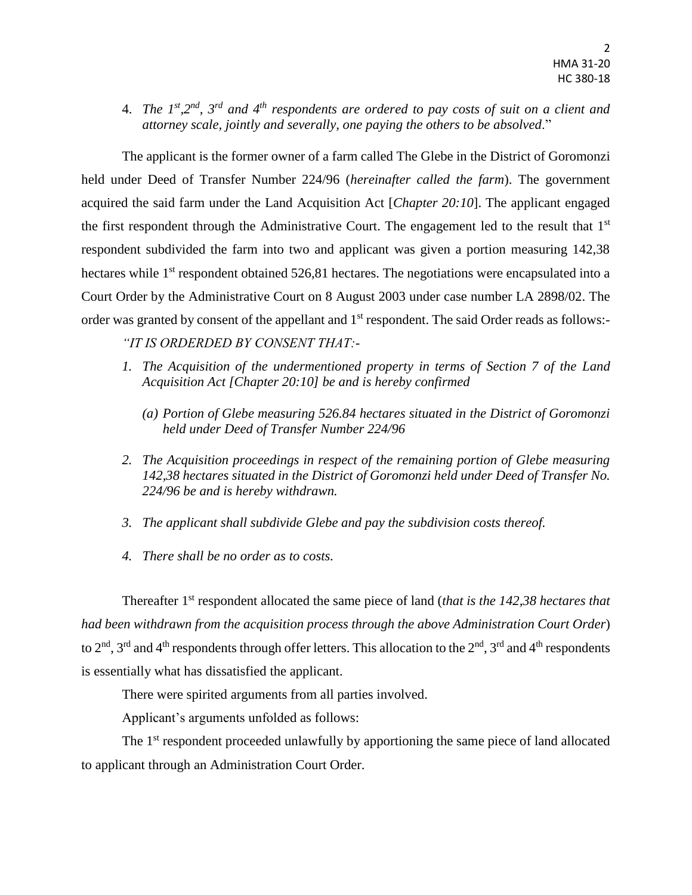4. *The 1st,2nd, 3rd and 4th respondents are ordered to pay costs of suit on a client and attorney scale, jointly and severally, one paying the others to be absolved*."

The applicant is the former owner of a farm called The Glebe in the District of Goromonzi held under Deed of Transfer Number 224/96 (*hereinafter called the farm*). The government acquired the said farm under the Land Acquisition Act [*Chapter 20:10*]. The applicant engaged the first respondent through the Administrative Court. The engagement led to the result that 1st respondent subdivided the farm into two and applicant was given a portion measuring 142,38 hectares while 1st respondent obtained 526,81 hectares. The negotiations were encapsulated into a Court Order by the Administrative Court on 8 August 2003 under case number LA 2898/02. The order was granted by consent of the appellant and 1st respondent. The said Order reads as follows:-

*"IT IS ORDERDED BY CONSENT THAT:-*

1. *The Acquisition of the undermentioned property in terms of Section 7 of the Land Acquisition Act [Chapter 20:10] be and is hereby confirmed*
   (a) *Portion of Glebe measuring 526.84 hectares situated in the District of Goromonzi held under Deed of Transfer Number 224/96*
2. *The Acquisition proceedings in respect of the remaining portion of Glebe measuring 142,38 hectares situated in the District of Goromonzi held under Deed of Transfer No. 224/96 be and is hereby withdrawn.*
3. *The applicant shall subdivide Glebe and pay the subdivision costs thereof.*
4. *There shall be no order as to costs.*

Thereafter 1st respondent allocated the same piece of land (*that is the 142,38 hectares that had been withdrawn from the acquisition process through the above Administration Court Order*) to 2nd, 3rd and 4th respondents through offer letters. This allocation to the 2nd, 3rd and 4th respondents is essentially what has dissatisfied the applicant.

There were spirited arguments from all parties involved.

Applicant's arguments unfolded as follows:

The 1st respondent proceeded unlawfully by apportioning the same piece of land allocated to applicant through an Administration Court Order.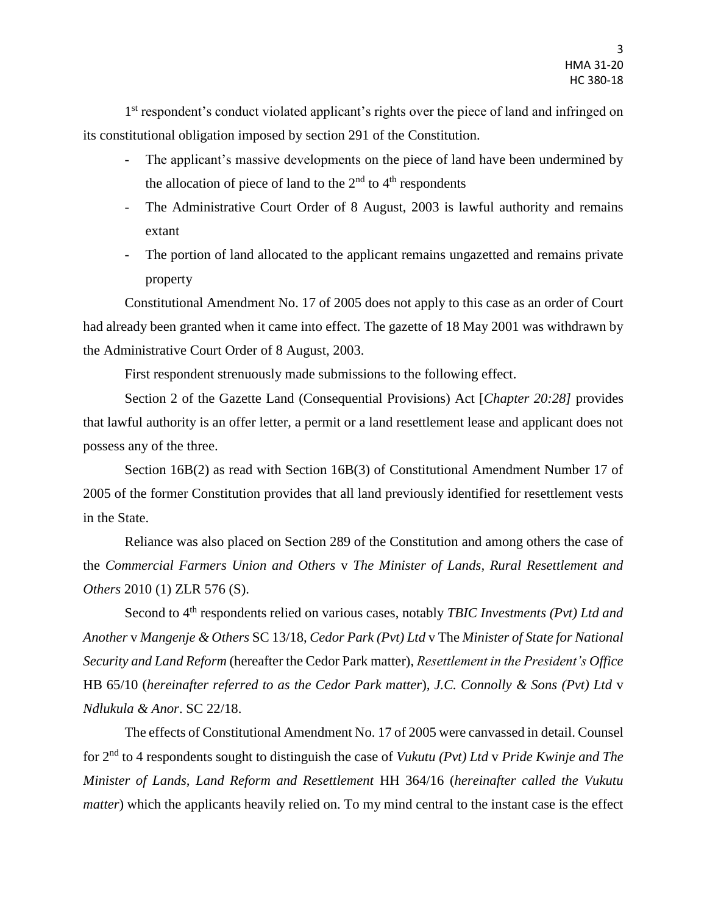1st respondent's conduct violated applicant's rights over the piece of land and infringed on its constitutional obligation imposed by section 291 of the Constitution.

- The applicant's massive developments on the piece of land have been undermined by the allocation of piece of land to the 2nd to 4th respondents
- The Administrative Court Order of 8 August, 2003 is lawful authority and remains extant
- The portion of land allocated to the applicant remains ungazetted and remains private property

Constitutional Amendment No. 17 of 2005 does not apply to this case as an order of Court had already been granted when it came into effect. The gazette of 18 May 2001 was withdrawn by the Administrative Court Order of 8 August, 2003.

First respondent strenuously made submissions to the following effect.

Section 2 of the Gazette Land (Consequential Provisions) Act [*Chapter 20:28]* provides that lawful authority is an offer letter, a permit or a land resettlement lease and applicant does not possess any of the three.

Section 16B(2) as read with Section 16B(3) of Constitutional Amendment Number 17 of 2005 of the former Constitution provides that all land previously identified for resettlement vests in the State.

Reliance was also placed on Section 289 of the Constitution and among others the case of the *Commercial Farmers Union and Others* v *The Minister of Lands, Rural Resettlement and Others* 2010 (1) ZLR 576 (S).

Second to 4th respondents relied on various cases, notably *TBIC Investments (Pvt) Ltd and Another* v *Mangenje & Others* SC 13/18, *Cedor Park (Pvt) Ltd* v The *Minister of State for National Security and Land Reform* (hereafter the Cedor Park matter), *Resettlement in the President's Office* HB 65/10 (*hereinafter referred to as the Cedor Park matter*), *J.C. Connolly & Sons (Pvt) Ltd* v *Ndlukula & Anor*. SC 22/18.

The effects of Constitutional Amendment No. 17 of 2005 were canvassed in detail. Counsel for 2nd to 4 respondents sought to distinguish the case of *Vukutu (Pvt) Ltd* v *Pride Kwinje and The Minister of Lands, Land Reform and Resettlement* HH 364/16 (*hereinafter called the Vukutu matter*) which the applicants heavily relied on. To my mind central to the instant case is the effect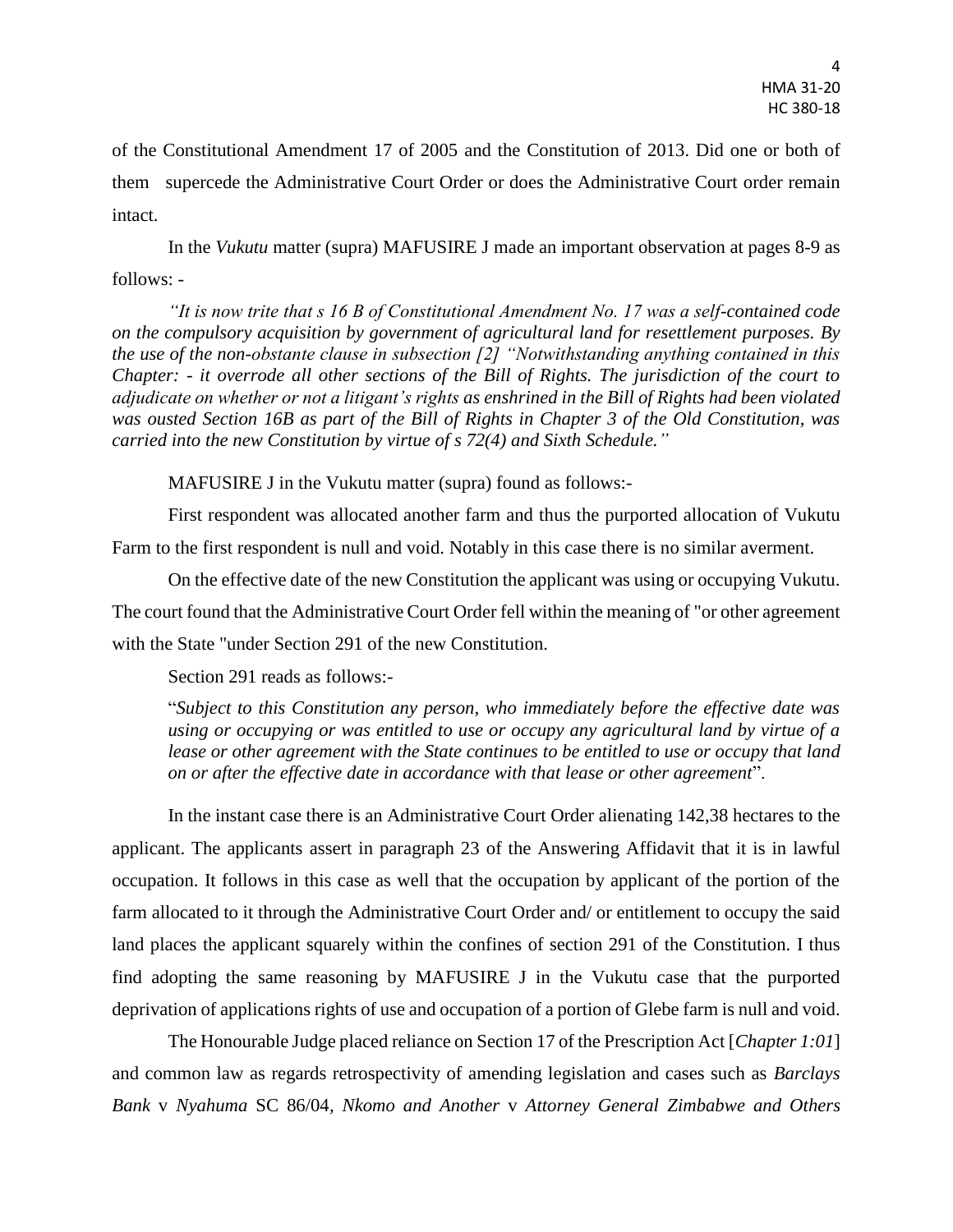of the Constitutional Amendment 17 of 2005 and the Constitution of 2013. Did one or both of them supercede the Administrative Court Order or does the Administrative Court order remain intact.

In the *Vukutu* matter (supra) MAFUSIRE J made an important observation at pages 8-9 as follows: -

*"It is now trite that s 16 B of Constitutional Amendment No. 17 was a self-contained code on the compulsory acquisition by government of agricultural land for resettlement purposes. By the use of the non-obstante clause in subsection [2] "Notwithstanding anything contained in this Chapter: - it overrode all other sections of the Bill of Rights. The jurisdiction of the court to adjudicate on whether or not a litigant's rights as enshrined in the Bill of Rights had been violated was ousted Section 16B as part of the Bill of Rights in Chapter 3 of the Old Constitution, was carried into the new Constitution by virtue of s 72(4) and Sixth Schedule."*

MAFUSIRE J in the Vukutu matter (supra) found as follows:-

First respondent was allocated another farm and thus the purported allocation of Vukutu Farm to the first respondent is null and void. Notably in this case there is no similar averment.

On the effective date of the new Constitution the applicant was using or occupying Vukutu. The court found that the Administrative Court Order fell within the meaning of "or other agreement with the State "under Section 291 of the new Constitution.

Section 291 reads as follows:-

"*Subject to this Constitution any person, who immediately before the effective date was using or occupying or was entitled to use or occupy any agricultural land by virtue of a lease or other agreement with the State continues to be entitled to use or occupy that land on or after the effective date in accordance with that lease or other agreement*".

In the instant case there is an Administrative Court Order alienating 142,38 hectares to the applicant. The applicants assert in paragraph 23 of the Answering Affidavit that it is in lawful occupation. It follows in this case as well that the occupation by applicant of the portion of the farm allocated to it through the Administrative Court Order and/ or entitlement to occupy the said land places the applicant squarely within the confines of section 291 of the Constitution. I thus find adopting the same reasoning by MAFUSIRE J in the Vukutu case that the purported deprivation of applications rights of use and occupation of a portion of Glebe farm is null and void.

The Honourable Judge placed reliance on Section 17 of the Prescription Act [*Chapter 1:01*] and common law as regards retrospectivity of amending legislation and cases such as *Barclays Bank* v *Nyahuma* SC 86/04, *Nkomo and Another* v *Attorney General Zimbabwe and Others*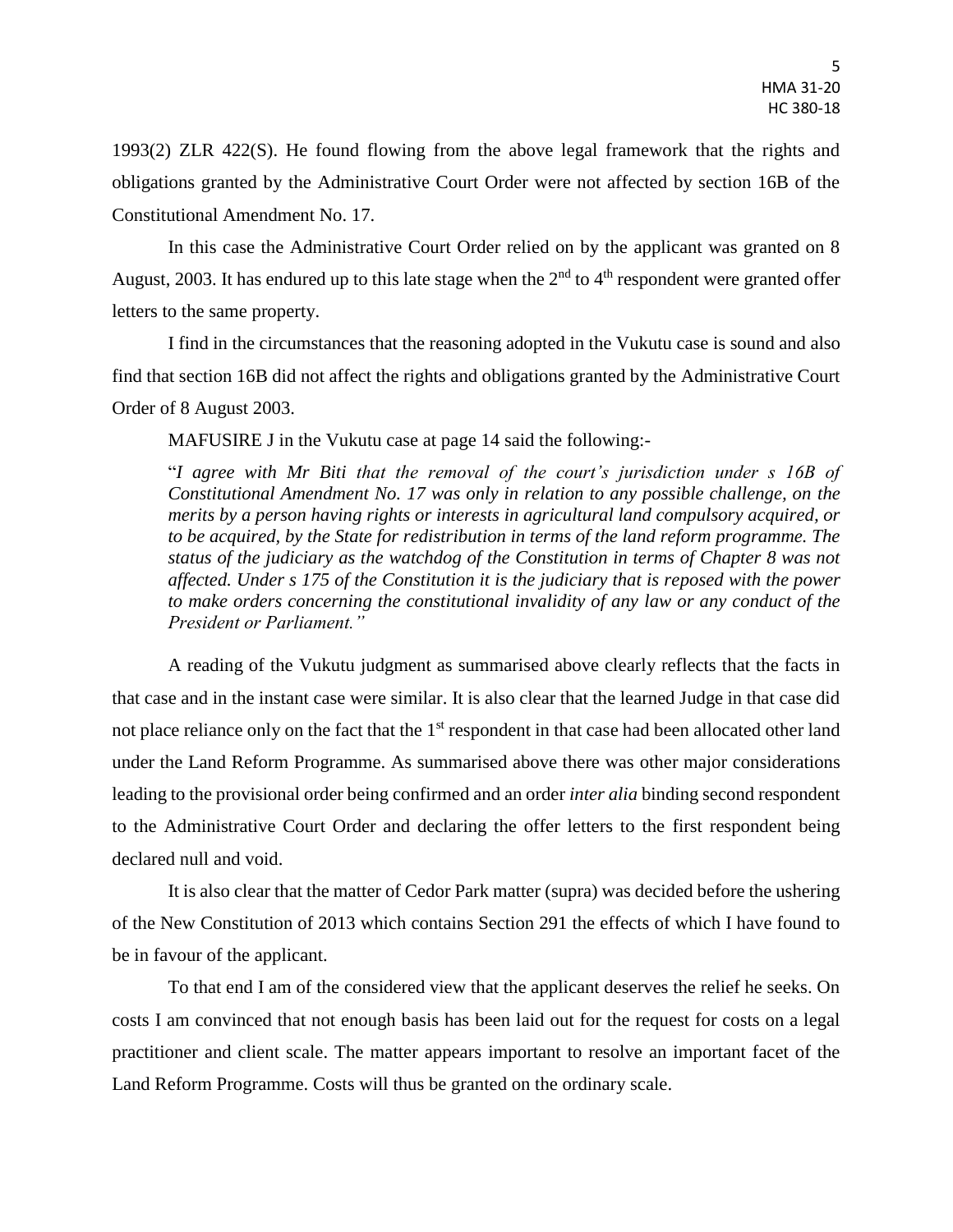1993(2) ZLR 422(S). He found flowing from the above legal framework that the rights and obligations granted by the Administrative Court Order were not affected by section 16B of the Constitutional Amendment No. 17.

In this case the Administrative Court Order relied on by the applicant was granted on 8 August, 2003. It has endured up to this late stage when the 2nd to 4th respondent were granted offer letters to the same property.

I find in the circumstances that the reasoning adopted in the Vukutu case is sound and also find that section 16B did not affect the rights and obligations granted by the Administrative Court Order of 8 August 2003.

MAFUSIRE J in the Vukutu case at page 14 said the following:-

> "*I agree with Mr Biti that the removal of the court's jurisdiction under s 16B of Constitutional Amendment No. 17 was only in relation to any possible challenge, on the merits by a person having rights or interests in agricultural land compulsory acquired, or to be acquired, by the State for redistribution in terms of the land reform programme. The status of the judiciary as the watchdog of the Constitution in terms of Chapter 8 was not affected. Under s 175 of the Constitution it is the judiciary that is reposed with the power to make orders concerning the constitutional invalidity of any law or any conduct of the President or Parliament.*"

A reading of the Vukutu judgment as summarised above clearly reflects that the facts in that case and in the instant case were similar. It is also clear that the learned Judge in that case did not place reliance only on the fact that the 1st respondent in that case had been allocated other land under the Land Reform Programme. As summarised above there was other major considerations leading to the provisional order being confirmed and an order *inter alia* binding second respondent to the Administrative Court Order and declaring the offer letters to the first respondent being declared null and void.

It is also clear that the matter of Cedor Park matter (supra) was decided before the ushering of the New Constitution of 2013 which contains Section 291 the effects of which I have found to be in favour of the applicant.

To that end I am of the considered view that the applicant deserves the relief he seeks. On costs I am convinced that not enough basis has been laid out for the request for costs on a legal practitioner and client scale. The matter appears important to resolve an important facet of the Land Reform Programme. Costs will thus be granted on the ordinary scale.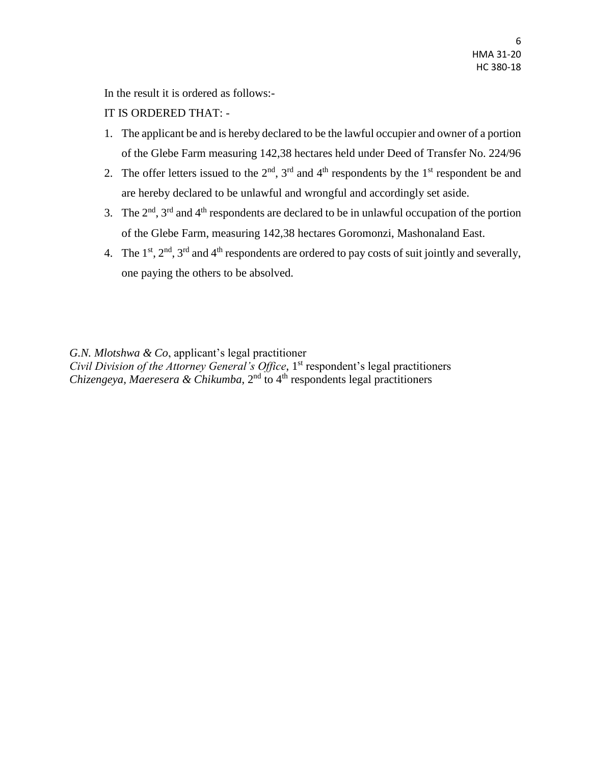In the result it is ordered as follows:-

IT IS ORDERED THAT: -

1. The applicant be and is hereby declared to be the lawful occupier and owner of a portion of the Glebe Farm measuring 142,38 hectares held under Deed of Transfer No. 224/96
2. The offer letters issued to the 2nd, 3rd and 4th respondents by the 1st respondent be and are hereby declared to be unlawful and wrongful and accordingly set aside.
3. The 2nd, 3rd and 4th respondents are declared to be in unlawful occupation of the portion of the Glebe Farm, measuring 142,38 hectares Goromonzi, Mashonaland East.
4. The 1st, 2nd, 3rd and 4th respondents are ordered to pay costs of suit jointly and severally, one paying the others to be absolved.

*G.N. Mlotshwa & Co*, applicant's legal practitioner
*Civil Division of the Attorney General's Office*, 1st respondent's legal practitioners
*Chizengeya, Maeresera & Chikumba*, 2nd to 4th respondents legal practitioners